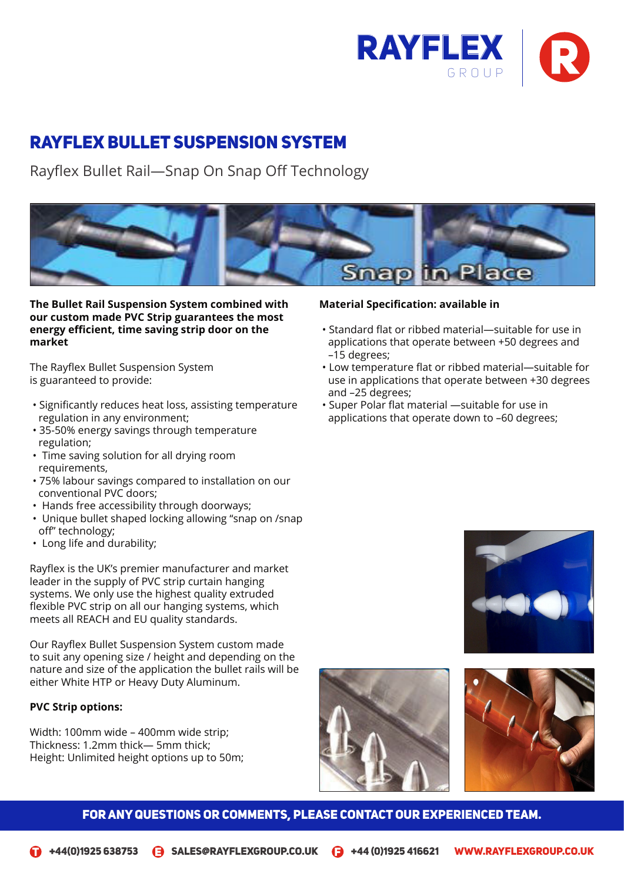# RAYFLEX BULLET SUSPENSION SYSTEM

Rayflex Bullet Rail—Snap On Snap Off Technology

**The Bullet Rail Suspension System combined with our custom made PVC Strip guarantees the most energy efficient, time saving strip door on the market**

The Rayflex Bullet Suspension System is guaranteed to provide:

- Significantly reduces heat loss, assisting temperature regulation in any environment;
- 35-50% energy savings through temperature regulation;
- Time saving solution for all drying room requirements,
- 75% labour savings compared to installation on our conventional PVC doors;
- Hands free accessibility through doorways;
- Unique bullet shaped locking allowing "snap on /snap off" technology;
- Long life and durability;

Rayflex is the UK's premier manufacturer and market leader in the supply of PVC strip curtain hanging systems. We only use the highest quality extruded flexible PVC strip on all our hanging systems, which meets all REACH and EU quality standards.

Our Rayflex Bullet Suspension System custom made to suit any opening size / height and depending on the nature and size of the application the bullet rails will be either White HTP or Heavy Duty Aluminum.

**PVC Strip options:**

Width: 100mm wide – 400mm wide strip;
Thickness: 1.2mm thick— 5mm thick;
Height: Unlimited height options up to 50m;

**Material Specification: available in**

- Standard flat or ribbed material—suitable for use in applications that operate between +50 degrees and –15 degrees;
- Low temperature flat or ribbed material—suitable for use in applications that operate between +30 degrees and –25 degrees;
- Super Polar flat material —suitable for use in applications that operate down to –60 degrees;

**FOR ANY QUESTIONS OR COMMENTS, PLEASE CONTACT OUR EXPERIENCED TEAM.**

T +44(0)1925 638753 E SALES@RAYFLEXGROUP.CO.UK F +44 (0)1925 416621 WWW.RAYFLEXGROUP.CO.UK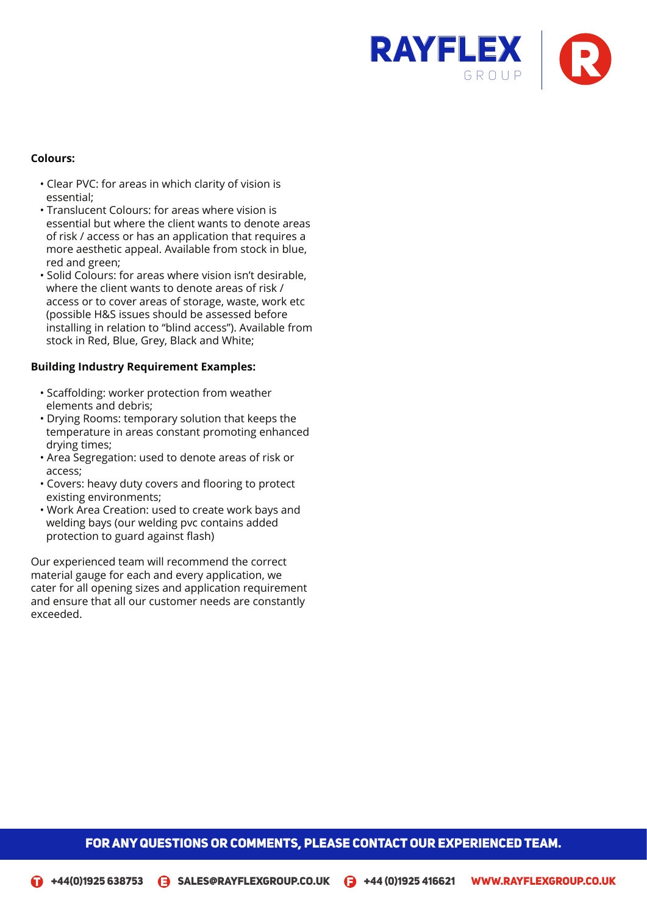**Colours:**

- Clear PVC: for areas in which clarity of vision is essential;
- Translucent Colours: for areas where vision is essential but where the client wants to denote areas of risk / access or has an application that requires a more aesthetic appeal. Available from stock in blue, red and green;
- Solid Colours: for areas where vision isn't desirable, where the client wants to denote areas of risk / access or to cover areas of storage, waste, work etc (possible H&S issues should be assessed before installing in relation to "blind access"). Available from stock in Red, Blue, Grey, Black and White;

**Building Industry Requirement Examples:**

- Scaffolding: worker protection from weather elements and debris;
- Drying Rooms: temporary solution that keeps the temperature in areas constant promoting enhanced drying times;
- Area Segregation: used to denote areas of risk or access;
- Covers: heavy duty covers and flooring to protect existing environments;
- Work Area Creation: used to create work bays and welding bays (our welding pvc contains added protection to guard against flash)

Our experienced team will recommend the correct material gauge for each and every application, we cater for all opening sizes and application requirement and ensure that all our customer needs are constantly exceeded.

**FOR ANY QUESTIONS OR COMMENTS, PLEASE CONTACT OUR EXPERIENCED TEAM.**

T +44(0)1925 638753 E SALES@RAYFLEXGROUP.CO.UK F +44 (0)1925 416621 WWW.RAYFLEXGROUP.CO.UK